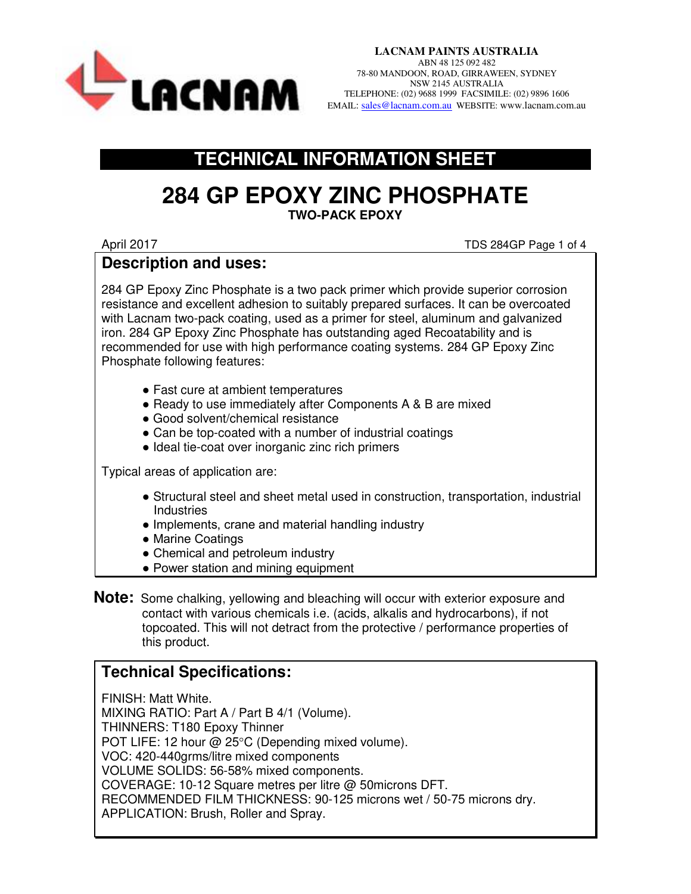LACNAM

**LACNAM PAINTS AUSTRALIA**
ABN 48 125 092 482
78-80 MANDOON, ROAD, GIRRAWEEN, SYDNEY
NSW 2145 AUSTRALIA
TELEPHONE: (02) 9688 1999 FACSIMILE: (02) 9896 1606
EMAIL: sales@lacnam.com.au WEBSITE: www.lacnam.com.au

# TECHNICAL INFORMATION SHEET

# 284 GP EPOXY ZINC PHOSPHATE

**TWO-PACK EPOXY**

April 2017 TDS 284GP

## Description and uses:

284 GP Epoxy Zinc Phosphate is a two pack primer which provide superior corrosion resistance and excellent adhesion to suitably prepared surfaces. It can be overcoated with Lacnam two-pack coating, used as a primer for steel, aluminum and galvanized iron. 284 GP Epoxy Zinc Phosphate has outstanding aged Recoatability and is recommended for use with high performance coating systems. 284 GP Epoxy Zinc Phosphate following features:

- Fast cure at ambient temperatures
- Ready to use immediately after Components A & B are mixed
- Good solvent/chemical resistance
- Can be top-coated with a number of industrial coatings
- Ideal tie-coat over inorganic zinc rich primers

Typical areas of application are:

- Structural steel and sheet metal used in construction, transportation, industrial Industries
- Implements, crane and material handling industry
- Marine Coatings
- Chemical and petroleum industry
- Power station and mining equipment

**Note:** Some chalking, yellowing and bleaching will occur with exterior exposure and contact with various chemicals i.e. (acids, alkalis and hydrocarbons), if not topcoated. This will not detract from the protective / performance properties of this product.

## Technical Specifications:

FINISH: Matt White.
MIXING RATIO: Part A / Part B 4/1 (Volume).
THINNERS: T180 Epoxy Thinner
POT LIFE: 12 hour @ 25°C (Depending mixed volume).
VOC: 420-440grms/litre mixed components
VOLUME SOLIDS: 56-58% mixed components.
COVERAGE: 10-12 Square metres per litre @ 50microns DFT.
RECOMMENDED FILM THICKNESS: 90-125 microns wet / 50-75 microns dry.
APPLICATION: Brush, Roller and Spray.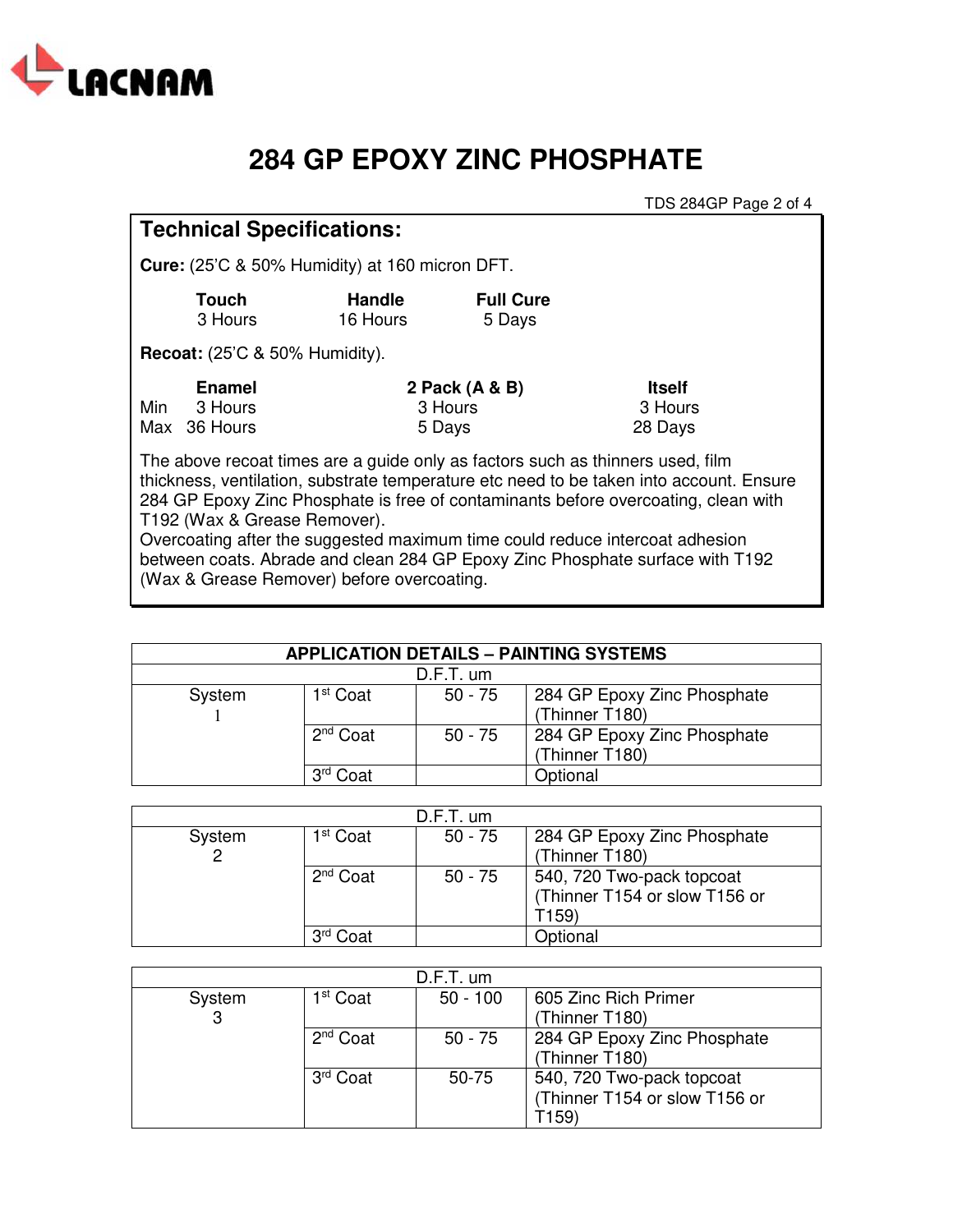# 284 GP EPOXY ZINC PHOSPHATE

## Technical Specifications:

**Cure:** (25'C & 50% Humidity) at 160 micron DFT.

| Touch | Handle | Full Cure |
|---|---|---|
| 3 Hours | 16 Hours | 5 Days |

**Recoat:** (25'C & 50% Humidity).

| | Enamel | 2 Pack (A & B) | Itself |
|---|---|---|---|
| Min | 3 Hours | 3 Hours | 3 Hours |
| Max | 36 Hours | 5 Days | 28 Days |

The above recoat times are a guide only as factors such as thinners used, film thickness, ventilation, substrate temperature etc need to be taken into account. Ensure 284 GP Epoxy Zinc Phosphate is free of contaminants before overcoating, clean with T192 (Wax & Grease Remover).
Overcoating after the suggested maximum time could reduce intercoat adhesion between coats. Abrade and clean 284 GP Epoxy Zinc Phosphate surface with T192 (Wax & Grease Remover) before overcoating.

**APPLICATION DETAILS – PAINTING SYSTEMS**

| System | Coat | D.F.T. um | Product |
|---|---|---|---|
| System 1 | 1st Coat | 50 - 75 | 284 GP Epoxy Zinc Phosphate (Thinner T180) |
| | 2nd Coat | 50 - 75 | 284 GP Epoxy Zinc Phosphate (Thinner T180) |
| | 3rd Coat | | Optional |

| System | Coat | D.F.T. um | Product |
|---|---|---|---|
| System 2 | 1st Coat | 50 - 75 | 284 GP Epoxy Zinc Phosphate (Thinner T180) |
| | 2nd Coat | 50 - 75 | 540, 720 Two-pack topcoat (Thinner T154 or slow T156 or T159) |
| | 3rd Coat | | Optional |

| System | Coat | D.F.T. um | Product |
|---|---|---|---|
| System 3 | 1st Coat | 50 - 100 | 605 Zinc Rich Primer (Thinner T180) |
| | 2nd Coat | 50 - 75 | 284 GP Epoxy Zinc Phosphate (Thinner T180) |
| | 3rd Coat | 50-75 | 540, 720 Two-pack topcoat (Thinner T154 or slow T156 or T159) |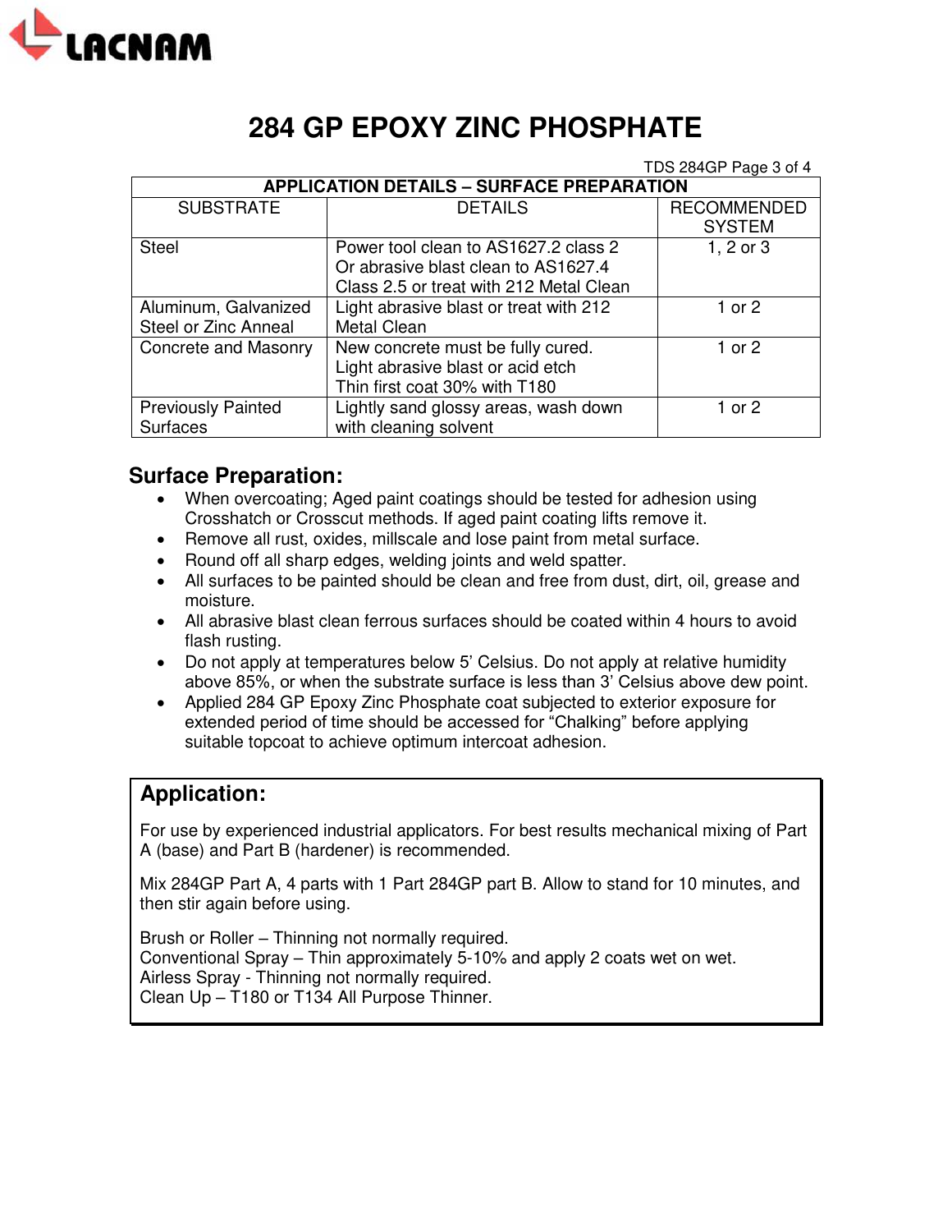# 284 GP EPOXY ZINC PHOSPHATE

| APPLICATION DETAILS – SURFACE PREPARATION | | |
|---|---|---|
| SUBSTRATE | DETAILS | RECOMMENDED SYSTEM |
| Steel | Power tool clean to AS1627.2 class 2 Or abrasive blast clean to AS1627.4 Class 2.5 or treat with 212 Metal Clean | 1, 2 or 3 |
| Aluminum, Galvanized Steel or Zinc Anneal | Light abrasive blast or treat with 212 Metal Clean | 1 or 2 |
| Concrete and Masonry | New concrete must be fully cured. Light abrasive blast or acid etch Thin first coat 30% with T180 | 1 or 2 |
| Previously Painted Surfaces | Lightly sand glossy areas, wash down with cleaning solvent | 1 or 2 |

## Surface Preparation:

- When overcoating; Aged paint coatings should be tested for adhesion using Crosshatch or Crosscut methods. If aged paint coating lifts remove it.
- Remove all rust, oxides, millscale and lose paint from metal surface.
- Round off all sharp edges, welding joints and weld spatter.
- All surfaces to be painted should be clean and free from dust, dirt, oil, grease and moisture.
- All abrasive blast clean ferrous surfaces should be coated within 4 hours to avoid flash rusting.
- Do not apply at temperatures below 5' Celsius. Do not apply at relative humidity above 85%, or when the substrate surface is less than 3' Celsius above dew point.
- Applied 284 GP Epoxy Zinc Phosphate coat subjected to exterior exposure for extended period of time should be accessed for "Chalking" before applying suitable topcoat to achieve optimum intercoat adhesion.

## Application:

For use by experienced industrial applicators. For best results mechanical mixing of Part A (base) and Part B (hardener) is recommended.

Mix 284GP Part A, 4 parts with 1 Part 284GP part B. Allow to stand for 10 minutes, and then stir again before using.

Brush or Roller – Thinning not normally required.
Conventional Spray – Thin approximately 5-10% and apply 2 coats wet on wet.
Airless Spray - Thinning not normally required.
Clean Up – T180 or T134 All Purpose Thinner.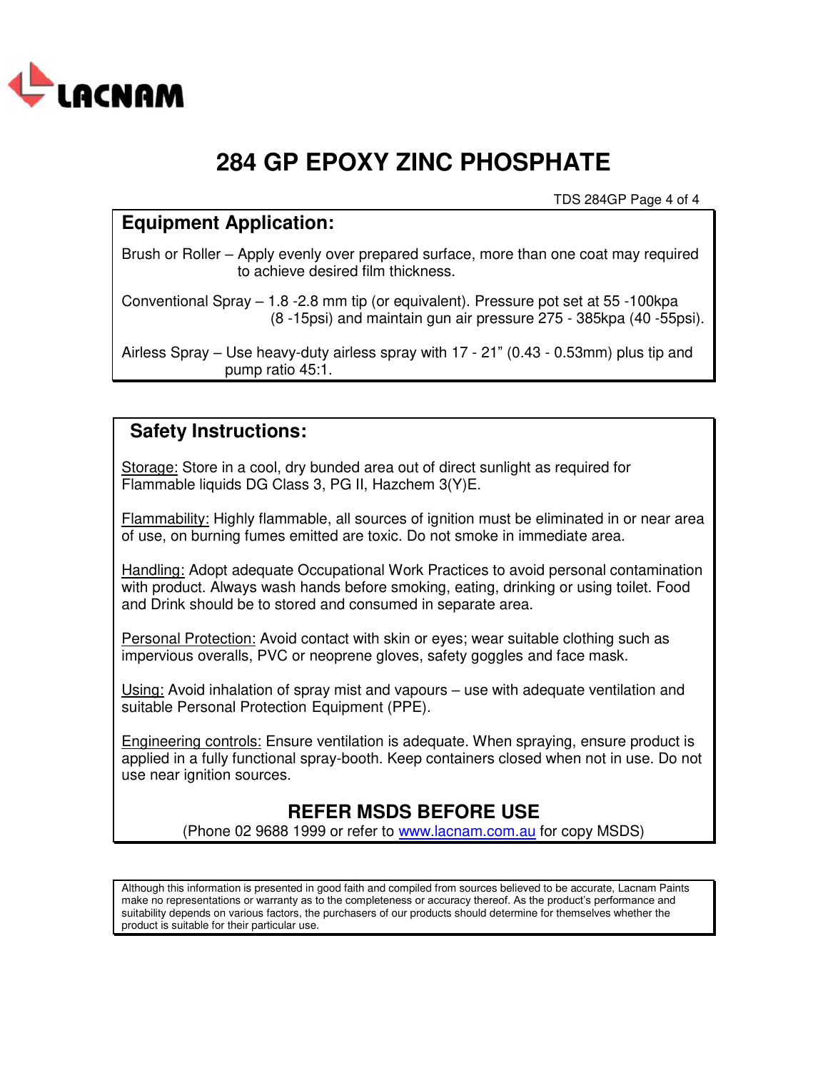LACNAM

# 284 GP EPOXY ZINC PHOSPHATE

## Equipment Application:

Brush or Roller – Apply evenly over prepared surface, more than one coat may required to achieve desired film thickness.

Conventional Spray – 1.8 -2.8 mm tip (or equivalent). Pressure pot set at 55 -100kpa (8 -15psi) and maintain gun air pressure 275 - 385kpa (40 -55psi).

Airless Spray – Use heavy-duty airless spray with 17 - 21" (0.43 - 0.53mm) plus tip and pump ratio 45:1.

## Safety Instructions:

Storage: Store in a cool, dry bunded area out of direct sunlight as required for Flammable liquids DG Class 3, PG II, Hazchem 3(Y)E.

Flammability: Highly flammable, all sources of ignition must be eliminated in or near area of use, on burning fumes emitted are toxic. Do not smoke in immediate area.

Handling: Adopt adequate Occupational Work Practices to avoid personal contamination with product. Always wash hands before smoking, eating, drinking or using toilet. Food and Drink should be to stored and consumed in separate area.

Personal Protection: Avoid contact with skin or eyes; wear suitable clothing such as impervious overalls, PVC or neoprene gloves, safety goggles and face mask.

Using: Avoid inhalation of spray mist and vapours – use with adequate ventilation and suitable Personal Protection Equipment (PPE).

Engineering controls: Ensure ventilation is adequate. When spraying, ensure product is applied in a fully functional spray-booth. Keep containers closed when not in use. Do not use near ignition sources.

**REFER MSDS BEFORE USE**

(Phone 02 9688 1999 or refer to www.lacnam.com.au for copy MSDS)

Although this information is presented in good faith and compiled from sources believed to be accurate, Lacnam Paints make no representations or warranty as to the completeness or accuracy thereof. As the product's performance and suitability depends on various factors, the purchasers of our products should determine for themselves whether the product is suitable for their particular use.